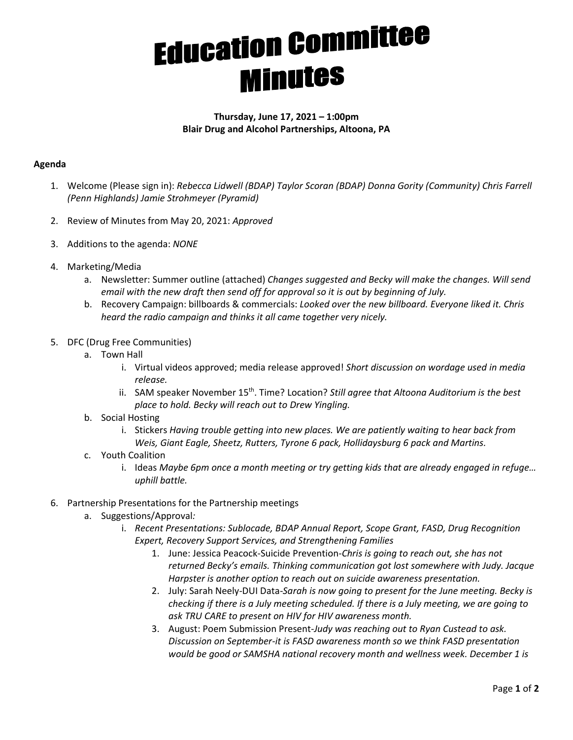# Education Committee Minutes

**Thursday, June 17, 2021 – 1:00pm**
**Blair Drug and Alcohol Partnerships, Altoona, PA**

**Agenda**

1. Welcome (Please sign in): *Rebecca Lidwell (BDAP) Taylor Scoran (BDAP) Donna Gority (Community) Chris Farrell (Penn Highlands) Jamie Strohmeyer (Pyramid)*

2. Review of Minutes from May 20, 2021: *Approved*

3. Additions to the agenda: *NONE*

4. Marketing/Media
   a. Newsletter: Summer outline (attached) *Changes suggested and Becky will make the changes. Will send email with the new draft then send off for approval so it is out by beginning of July.*
   b. Recovery Campaign: billboards & commercials: *Looked over the new billboard. Everyone liked it. Chris heard the radio campaign and thinks it all came together very nicely.*

5. DFC (Drug Free Communities)
   a. Town Hall
      i. Virtual videos approved; media release approved! *Short discussion on wordage used in media release.*
      ii. SAM speaker November 15th. Time? Location? *Still agree that Altoona Auditorium is the best place to hold. Becky will reach out to Drew Yingling.*
   b. Social Hosting
      i. Stickers *Having trouble getting into new places. We are patiently waiting to hear back from Weis, Giant Eagle, Sheetz, Rutters, Tyrone 6 pack, Hollidaysburg 6 pack and Martins.*
   c. Youth Coalition
      i. Ideas *Maybe 6pm once a month meeting or try getting kids that are already engaged in refuge… uphill battle.*

6. Partnership Presentations for the Partnership meetings
   a. Suggestions/Approval*:*
      i. *Recent Presentations: Sublocade, BDAP Annual Report, Scope Grant, FASD, Drug Recognition Expert, Recovery Support Services, and Strengthening Families*
         1. June: Jessica Peacock-Suicide Prevention-*Chris is going to reach out, she has not returned Becky's emails. Thinking communication got lost somewhere with Judy. Jacque Harpster is another option to reach out on suicide awareness presentation.*
         2. July: Sarah Neely-DUI Data-*Sarah is now going to present for the June meeting. Becky is checking if there is a July meeting scheduled. If there is a July meeting, we are going to ask TRU CARE to present on HIV for HIV awareness month.*
         3. August: Poem Submission Present-*Judy was reaching out to Ryan Custead to ask. Discussion on September-it is FASD awareness month so we think FASD presentation would be good or SAMSHA national recovery month and wellness week. December 1 is*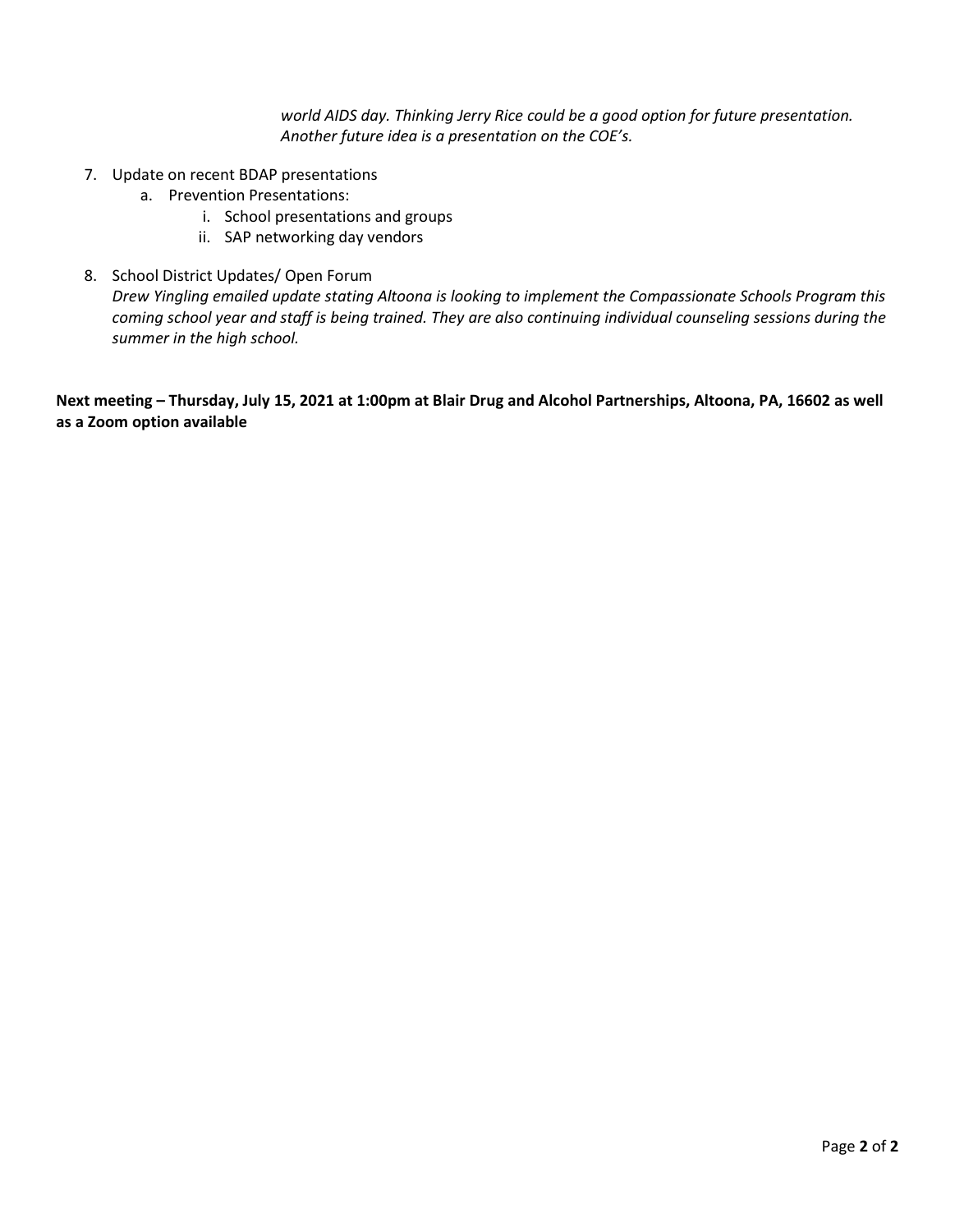*world AIDS day. Thinking Jerry Rice could be a good option for future presentation. Another future idea is a presentation on the COE's.*

7. Update on recent BDAP presentations
    a. Prevention Presentations:
        i. School presentations and groups
        ii. SAP networking day vendors

8. School District Updates/ Open Forum
   *Drew Yingling emailed update stating Altoona is looking to implement the Compassionate Schools Program this coming school year and staff is being trained. They are also continuing individual counseling sessions during the summer in the high school.*

**Next meeting – Thursday, July 15, 2021 at 1:00pm at Blair Drug and Alcohol Partnerships, Altoona, PA, 16602 as well as a Zoom option available**